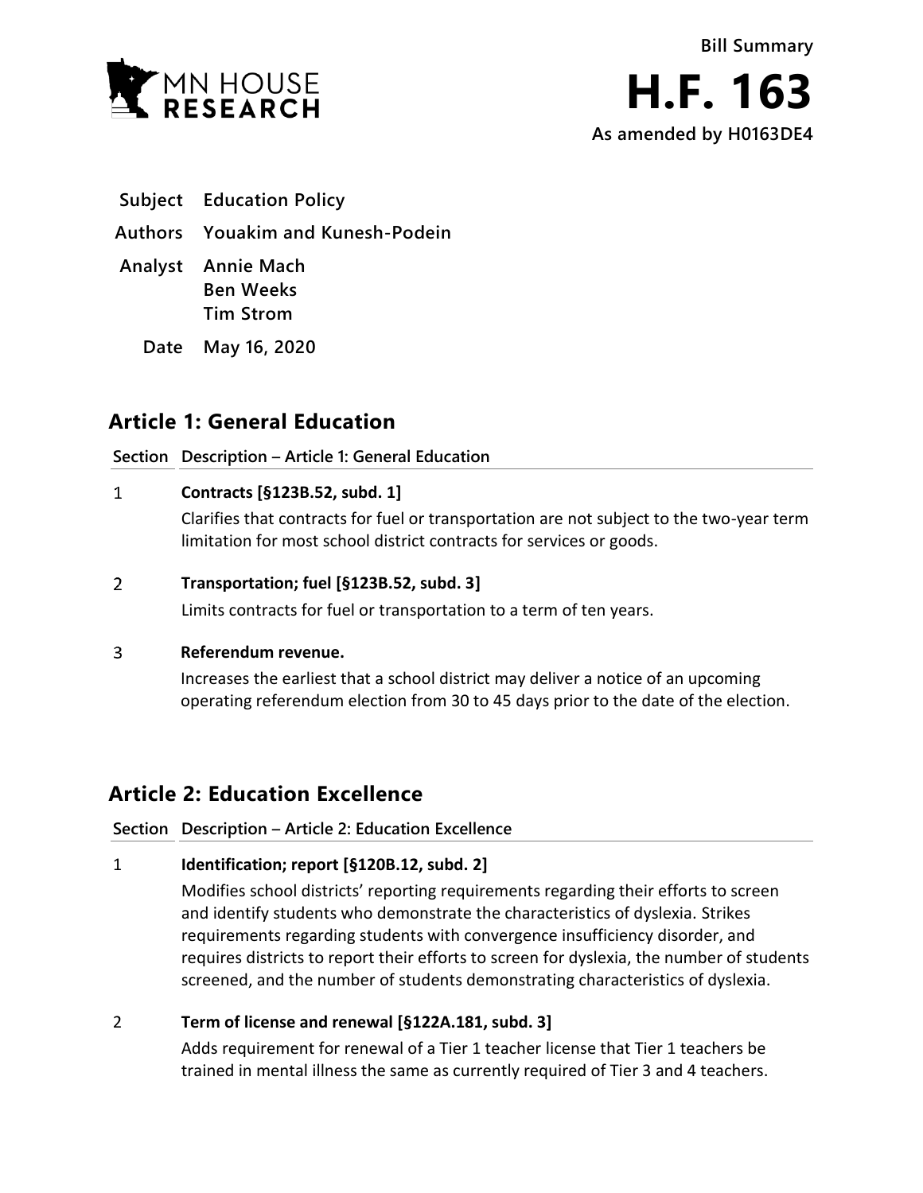MN HOUSE RESEARCH

**Bill Summary**

# H.F. 163

**As amended by H0163DE4**

| | |
|---|---|
| **Subject** | Education Policy |
| **Authors** | Youakim and Kunesh-Podein |
| **Analyst** | Annie Mach<br>Ben Weeks<br>Tim Strom |
| **Date** | May 16, 2020 |

## Article 1: General Education

| Section | Description – Article 1: General Education |
|---|---|
| 1 | **Contracts [§123B.52, subd. 1]**<br>Clarifies that contracts for fuel or transportation are not subject to the two-year term limitation for most school district contracts for services or goods. |
| 2 | **Transportation; fuel [§123B.52, subd. 3]**<br>Limits contracts for fuel or transportation to a term of ten years. |
| 3 | **Referendum revenue.**<br>Increases the earliest that a school district may deliver a notice of an upcoming operating referendum election from 30 to 45 days prior to the date of the election. |

## Article 2: Education Excellence

| Section | Description – Article 2: Education Excellence |
|---|---|
| 1 | **Identification; report [§120B.12, subd. 2]**<br>Modifies school districts' reporting requirements regarding their efforts to screen and identify students who demonstrate the characteristics of dyslexia. Strikes requirements regarding students with convergence insufficiency disorder, and requires districts to report their efforts to screen for dyslexia, the number of students screened, and the number of students demonstrating characteristics of dyslexia. |
| 2 | **Term of license and renewal [§122A.181, subd. 3]**<br>Adds requirement for renewal of a Tier 1 teacher license that Tier 1 teachers be trained in mental illness the same as currently required of Tier 3 and 4 teachers. |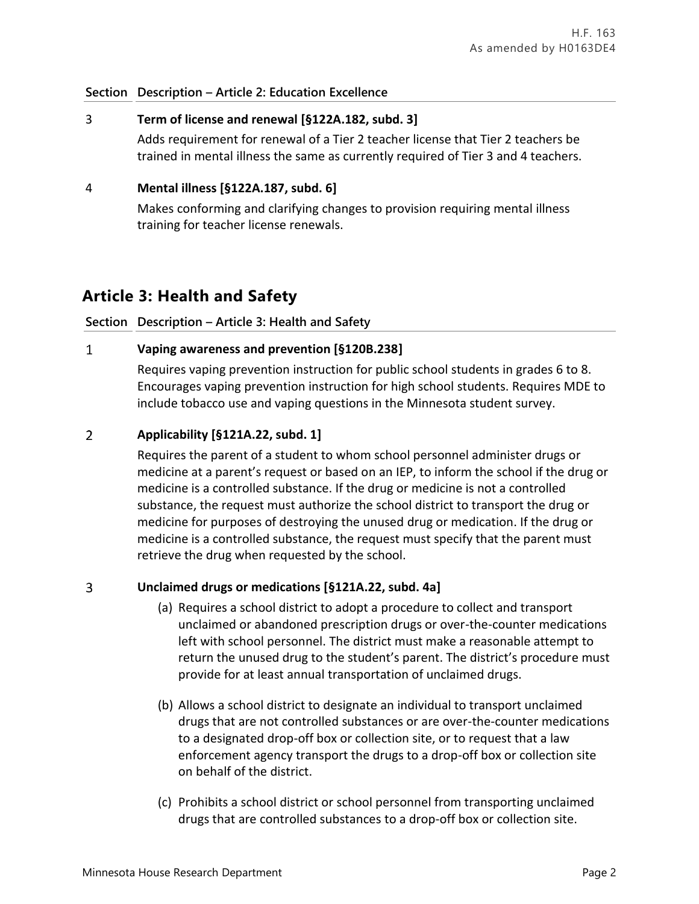| Section | Description – Article 2: Education Excellence |
|---|---|
| 3 | **Term of license and renewal [§122A.182, subd. 3]**<br>Adds requirement for renewal of a Tier 2 teacher license that Tier 2 teachers be trained in mental illness the same as currently required of Tier 3 and 4 teachers. |
| 4 | **Mental illness [§122A.187, subd. 6]**<br>Makes conforming and clarifying changes to provision requiring mental illness training for teacher license renewals. |

## Article 3: Health and Safety

| Section | Description – Article 3: Health and Safety |
|---|---|
| 1 | **Vaping awareness and prevention [§120B.238]**<br>Requires vaping prevention instruction for public school students in grades 6 to 8. Encourages vaping prevention instruction for high school students. Requires MDE to include tobacco use and vaping questions in the Minnesota student survey. |
| 2 | **Applicability [§121A.22, subd. 1]**<br>Requires the parent of a student to whom school personnel administer drugs or medicine at a parent's request or based on an IEP, to inform the school if the drug or medicine is a controlled substance. If the drug or medicine is not a controlled substance, the request must authorize the school district to transport the drug or medicine for purposes of destroying the unused drug or medication. If the drug or medicine is a controlled substance, the request must specify that the parent must retrieve the drug when requested by the school. |
| 3 | **Unclaimed drugs or medications [§121A.22, subd. 4a]**<br>(a) Requires a school district to adopt a procedure to collect and transport unclaimed or abandoned prescription drugs or over-the-counter medications left with school personnel. The district must make a reasonable attempt to return the unused drug to the student's parent. The district's procedure must provide for at least annual transportation of unclaimed drugs.<br>(b) Allows a school district to designate an individual to transport unclaimed drugs that are not controlled substances or are over-the-counter medications to a designated drop-off box or collection site, or to request that a law enforcement agency transport the drugs to a drop-off box or collection site on behalf of the district.<br>(c) Prohibits a school district or school personnel from transporting unclaimed drugs that are controlled substances to a drop-off box or collection site. |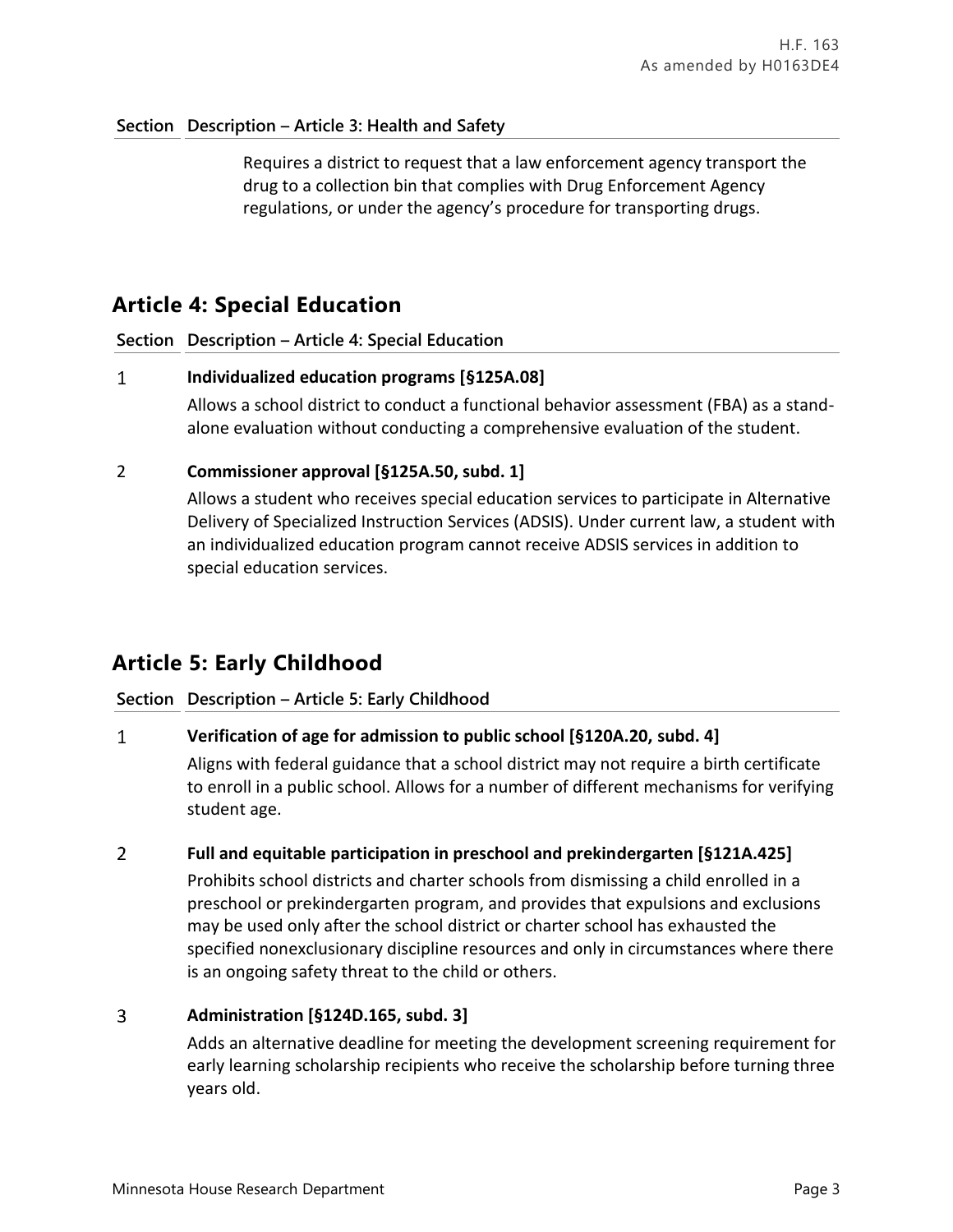| Section | Description – Article 3: Health and Safety |
|---|---|
| | Requires a district to request that a law enforcement agency transport the drug to a collection bin that complies with Drug Enforcement Agency regulations, or under the agency's procedure for transporting drugs. |

## Article 4: Special Education

| Section | Description – Article 4: Special Education |
|---|---|
| 1 | **Individualized education programs [§125A.08]**<br>Allows a school district to conduct a functional behavior assessment (FBA) as a stand-alone evaluation without conducting a comprehensive evaluation of the student. |
| 2 | **Commissioner approval [§125A.50, subd. 1]**<br>Allows a student who receives special education services to participate in Alternative Delivery of Specialized Instruction Services (ADSIS). Under current law, a student with an individualized education program cannot receive ADSIS services in addition to special education services. |

## Article 5: Early Childhood

| Section | Description – Article 5: Early Childhood |
|---|---|
| 1 | **Verification of age for admission to public school [§120A.20, subd. 4]**<br>Aligns with federal guidance that a school district may not require a birth certificate to enroll in a public school. Allows for a number of different mechanisms for verifying student age. |
| 2 | **Full and equitable participation in preschool and prekindergarten [§121A.425]**<br>Prohibits school districts and charter schools from dismissing a child enrolled in a preschool or prekindergarten program, and provides that expulsions and exclusions may be used only after the school district or charter school has exhausted the specified nonexclusionary discipline resources and only in circumstances where there is an ongoing safety threat to the child or others. |
| 3 | **Administration [§124D.165, subd. 3]**<br>Adds an alternative deadline for meeting the development screening requirement for early learning scholarship recipients who receive the scholarship before turning three years old. |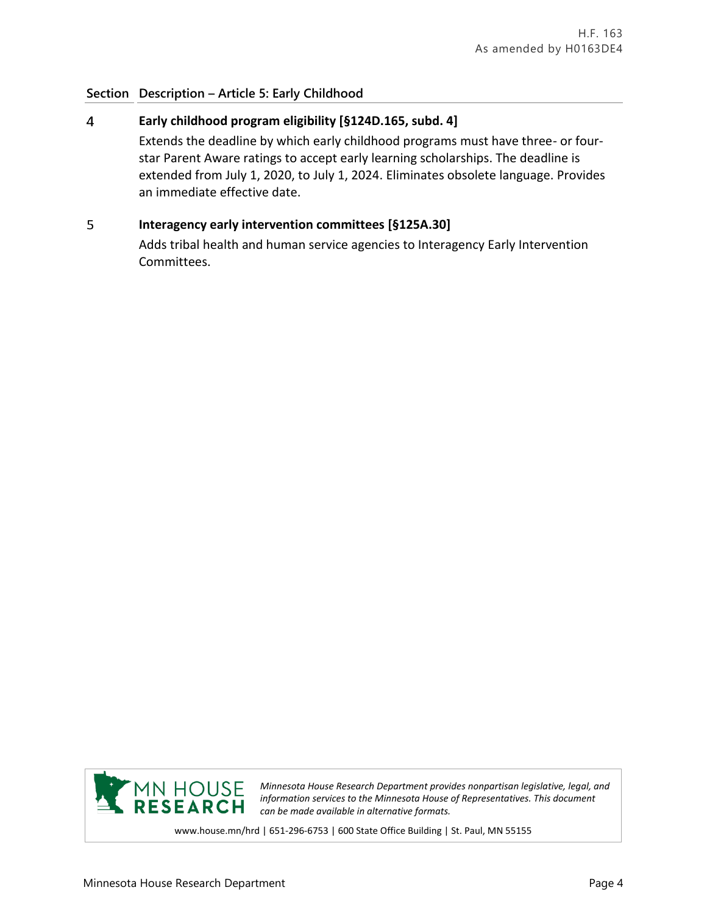| Section | Description – Article 5: Early Childhood |
|---|---|
| 4 | **Early childhood program eligibility [§124D.165, subd. 4]**<br>Extends the deadline by which early childhood programs must have three- or four-star Parent Aware ratings to accept early learning scholarships. The deadline is extended from July 1, 2020, to July 1, 2024. Eliminates obsolete language. Provides an immediate effective date. |
| 5 | **Interagency early intervention committees [§125A.30]**<br>Adds tribal health and human service agencies to Interagency Early Intervention Committees. |

MN HOUSE RESEARCH

*Minnesota House Research Department provides nonpartisan legislative, legal, and information services to the Minnesota House of Representatives. This document can be made available in alternative formats.*

www.house.mn/hrd | 651-296-6753 | 600 State Office Building | St. Paul, MN 55155